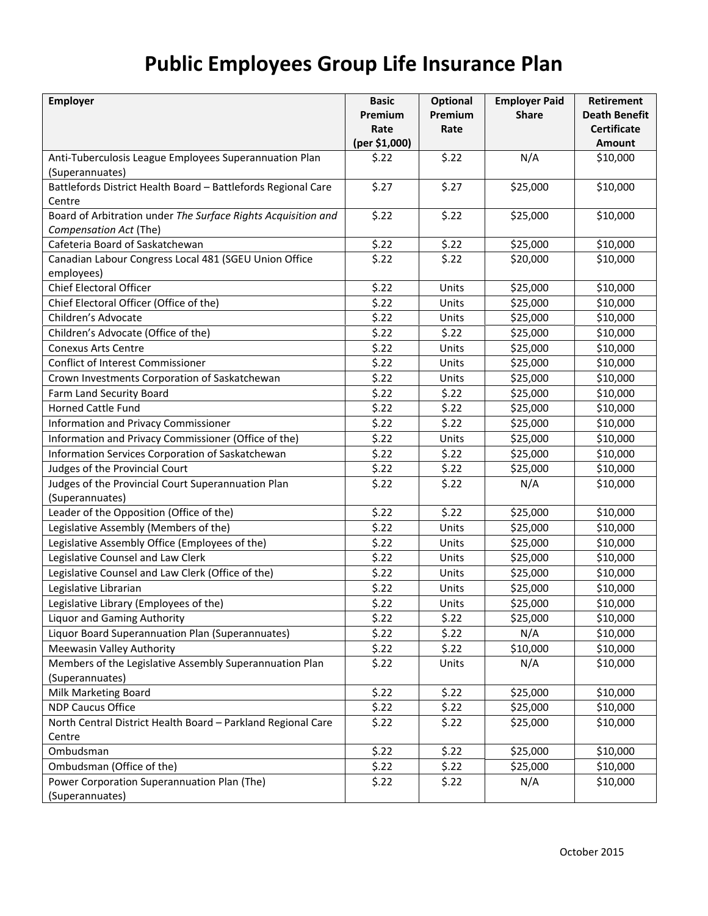# Public Employees Group Life Insurance Plan

| Employer | Basic Premium Rate (per $1,000) | Optional Premium Rate | Employer Paid Share | Retirement Death Benefit Certificate Amount |
|---|---|---|---|---|
| Anti-Tuberculosis League Employees Superannuation Plan (Superannuates) | $.22 | $.22 | N/A | $10,000 |
| Battlefords District Health Board – Battlefords Regional Care Centre | $.27 | $.27 | $25,000 | $10,000 |
| Board of Arbitration under *The Surface Rights Acquisition and Compensation Act* (The) | $.22 | $.22 | $25,000 | $10,000 |
| Cafeteria Board of Saskatchewan | $.22 | $.22 | $25,000 | $10,000 |
| Canadian Labour Congress Local 481 (SGEU Union Office employees) | $.22 | $.22 | $20,000 | $10,000 |
| Chief Electoral Officer | $.22 | Units | $25,000 | $10,000 |
| Chief Electoral Officer (Office of the) | $.22 | Units | $25,000 | $10,000 |
| Children's Advocate | $.22 | Units | $25,000 | $10,000 |
| Children's Advocate (Office of the) | $.22 | $.22 | $25,000 | $10,000 |
| Conexus Arts Centre | $.22 | Units | $25,000 | $10,000 |
| Conflict of Interest Commissioner | $.22 | Units | $25,000 | $10,000 |
| Crown Investments Corporation of Saskatchewan | $.22 | Units | $25,000 | $10,000 |
| Farm Land Security Board | $.22 | $.22 | $25,000 | $10,000 |
| Horned Cattle Fund | $.22 | $.22 | $25,000 | $10,000 |
| Information and Privacy Commissioner | $.22 | $.22 | $25,000 | $10,000 |
| Information and Privacy Commissioner (Office of the) | $.22 | Units | $25,000 | $10,000 |
| Information Services Corporation of Saskatchewan | $.22 | $.22 | $25,000 | $10,000 |
| Judges of the Provincial Court | $.22 | $.22 | $25,000 | $10,000 |
| Judges of the Provincial Court Superannuation Plan (Superannuates) | $.22 | $.22 | N/A | $10,000 |
| Leader of the Opposition (Office of the) | $.22 | $.22 | $25,000 | $10,000 |
| Legislative Assembly (Members of the) | $.22 | Units | $25,000 | $10,000 |
| Legislative Assembly Office (Employees of the) | $.22 | Units | $25,000 | $10,000 |
| Legislative Counsel and Law Clerk | $.22 | Units | $25,000 | $10,000 |
| Legislative Counsel and Law Clerk (Office of the) | $.22 | Units | $25,000 | $10,000 |
| Legislative Librarian | $.22 | Units | $25,000 | $10,000 |
| Legislative Library (Employees of the) | $.22 | Units | $25,000 | $10,000 |
| Liquor and Gaming Authority | $.22 | $.22 | $25,000 | $10,000 |
| Liquor Board Superannuation Plan (Superannuates) | $.22 | $.22 | N/A | $10,000 |
| Meewasin Valley Authority | $.22 | $.22 | $10,000 | $10,000 |
| Members of the Legislative Assembly Superannuation Plan (Superannuates) | $.22 | Units | N/A | $10,000 |
| Milk Marketing Board | $.22 | $.22 | $25,000 | $10,000 |
| NDP Caucus Office | $.22 | $.22 | $25,000 | $10,000 |
| North Central District Health Board – Parkland Regional Care Centre | $.22 | $.22 | $25,000 | $10,000 |
| Ombudsman | $.22 | $.22 | $25,000 | $10,000 |
| Ombudsman (Office of the) | $.22 | $.22 | $25,000 | $10,000 |
| Power Corporation Superannuation Plan (The) (Superannuates) | $.22 | $.22 | N/A | $10,000 |

October 2015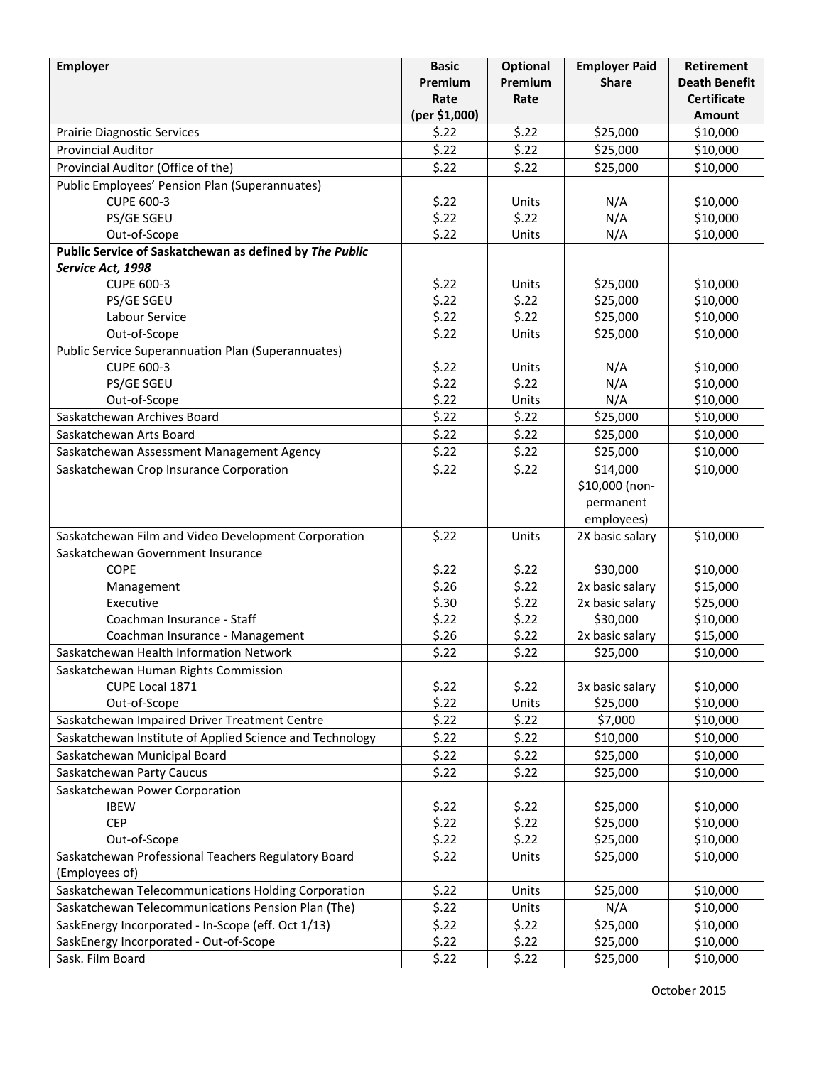| Employer | Basic Premium Rate (per $1,000) | Optional Premium Rate | Employer Paid Share | Retirement Death Benefit Certificate Amount |
|---|---|---|---|---|
| Prairie Diagnostic Services | $.22 | $.22 | $25,000 | $10,000 |
| Provincial Auditor | $.22 | $.22 | $25,000 | $10,000 |
| Provincial Auditor (Office of the) | $.22 | $.22 | $25,000 | $10,000 |
| Public Employees' Pension Plan (Superannuates) | | | | |
| CUPE 600-3 | $.22 | Units | N/A | $10,000 |
| PS/GE SGEU | $.22 | $.22 | N/A | $10,000 |
| Out-of-Scope | $.22 | Units | N/A | $10,000 |
| **Public Service of Saskatchewan as defined by *The Public Service Act, 1998*** | | | | |
| CUPE 600-3 | $.22 | Units | $25,000 | $10,000 |
| PS/GE SGEU | $.22 | $.22 | $25,000 | $10,000 |
| Labour Service | $.22 | $.22 | $25,000 | $10,000 |
| Out-of-Scope | $.22 | Units | $25,000 | $10,000 |
| Public Service Superannuation Plan (Superannuates) | | | | |
| CUPE 600-3 | $.22 | Units | N/A | $10,000 |
| PS/GE SGEU | $.22 | $.22 | N/A | $10,000 |
| Out-of-Scope | $.22 | Units | N/A | $10,000 |
| Saskatchewan Archives Board | $.22 | $.22 | $25,000 | $10,000 |
| Saskatchewan Arts Board | $.22 | $.22 | $25,000 | $10,000 |
| Saskatchewan Assessment Management Agency | $.22 | $.22 | $25,000 | $10,000 |
| Saskatchewan Crop Insurance Corporation | $.22 | $.22 | $14,000 $10,000 (non-permanent employees) | $10,000 |
| Saskatchewan Film and Video Development Corporation | $.22 | Units | 2X basic salary | $10,000 |
| Saskatchewan Government Insurance | | | | |
| COPE | $.22 | $.22 | $30,000 | $10,000 |
| Management | $.26 | $.22 | 2x basic salary | $15,000 |
| Executive | $.30 | $.22 | 2x basic salary | $25,000 |
| Coachman Insurance - Staff | $.22 | $.22 | $30,000 | $10,000 |
| Coachman Insurance - Management | $.26 | $.22 | 2x basic salary | $15,000 |
| Saskatchewan Health Information Network | $.22 | $.22 | $25,000 | $10,000 |
| Saskatchewan Human Rights Commission | | | | |
| CUPE Local 1871 | $.22 | $.22 | 3x basic salary | $10,000 |
| Out-of-Scope | $.22 | Units | $25,000 | $10,000 |
| Saskatchewan Impaired Driver Treatment Centre | $.22 | $.22 | $7,000 | $10,000 |
| Saskatchewan Institute of Applied Science and Technology | $.22 | $.22 | $10,000 | $10,000 |
| Saskatchewan Municipal Board | $.22 | $.22 | $25,000 | $10,000 |
| Saskatchewan Party Caucus | $.22 | $.22 | $25,000 | $10,000 |
| Saskatchewan Power Corporation | | | | |
| IBEW | $.22 | $.22 | $25,000 | $10,000 |
| CEP | $.22 | $.22 | $25,000 | $10,000 |
| Out-of-Scope | $.22 | $.22 | $25,000 | $10,000 |
| Saskatchewan Professional Teachers Regulatory Board (Employees of) | $.22 | Units | $25,000 | $10,000 |
| Saskatchewan Telecommunications Holding Corporation | $.22 | Units | $25,000 | $10,000 |
| Saskatchewan Telecommunications Pension Plan (The) | $.22 | Units | N/A | $10,000 |
| SaskEnergy Incorporated - In-Scope (eff. Oct 1/13) | $.22 | $.22 | $25,000 | $10,000 |
| SaskEnergy Incorporated - Out-of-Scope | $.22 | $.22 | $25,000 | $10,000 |
| Sask. Film Board | $.22 | $.22 | $25,000 | $10,000 |

October 2015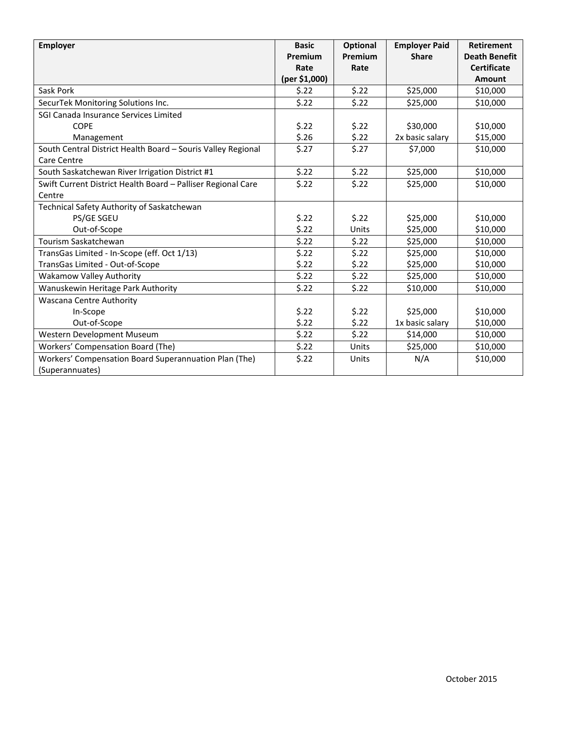| Employer | Basic Premium Rate (per $1,000) | Optional Premium Rate | Employer Paid Share | Retirement Death Benefit Certificate Amount |
| --- | --- | --- | --- | --- |
| Sask Pork | $.22 | $.22 | $25,000 | $10,000 |
| SecurTek Monitoring Solutions Inc. | $.22 | $.22 | $25,000 | $10,000 |
| SGI Canada Insurance Services Limited | | | | |
| COPE | $.22 | $.22 | $30,000 | $10,000 |
| Management | $.26 | $.22 | 2x basic salary | $15,000 |
| South Central District Health Board – Souris Valley Regional Care Centre | $.27 | $.27 | $7,000 | $10,000 |
| South Saskatchewan River Irrigation District #1 | $.22 | $.22 | $25,000 | $10,000 |
| Swift Current District Health Board – Palliser Regional Care Centre | $.22 | $.22 | $25,000 | $10,000 |
| Technical Safety Authority of Saskatchewan | | | | |
| PS/GE SGEU | $.22 | $.22 | $25,000 | $10,000 |
| Out-of-Scope | $.22 | Units | $25,000 | $10,000 |
| Tourism Saskatchewan | $.22 | $.22 | $25,000 | $10,000 |
| TransGas Limited - In-Scope (eff. Oct 1/13) | $.22 | $.22 | $25,000 | $10,000 |
| TransGas Limited - Out-of-Scope | $.22 | $.22 | $25,000 | $10,000 |
| Wakamow Valley Authority | $.22 | $.22 | $25,000 | $10,000 |
| Wanuskewin Heritage Park Authority | $.22 | $.22 | $10,000 | $10,000 |
| Wascana Centre Authority | | | | |
| In-Scope | $.22 | $.22 | $25,000 | $10,000 |
| Out-of-Scope | $.22 | $.22 | 1x basic salary | $10,000 |
| Western Development Museum | $.22 | $.22 | $14,000 | $10,000 |
| Workers' Compensation Board (The) | $.22 | Units | $25,000 | $10,000 |
| Workers' Compensation Board Superannuation Plan (The) (Superannuates) | $.22 | Units | N/A | $10,000 |

October 2015